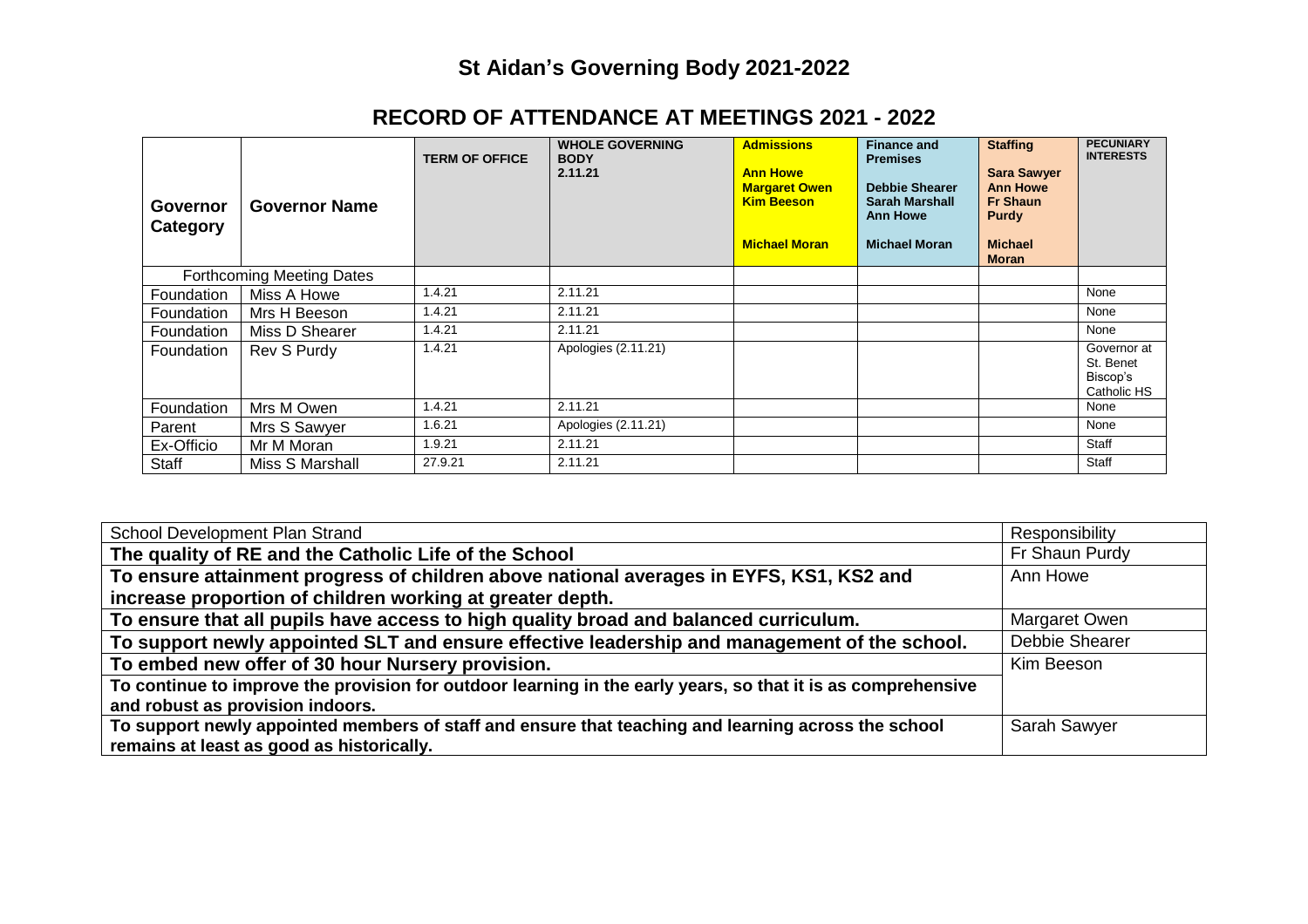# St Aidan's Governing Body 2021-2022

## RECORD OF ATTENDANCE AT MEETINGS 2021 - 2022

| Governor Category | Governor Name | TERM OF OFFICE | WHOLE GOVERNING BODY 2.11.21 | Admissions<br>Ann Howe<br>Margaret Owen<br>Kim Beeson<br>Michael Moran | Finance and Premises<br>Debbie Shearer<br>Sarah Marshall<br>Ann Howe<br>Michael Moran | Staffing<br>Sara Sawyer<br>Ann Howe<br>Fr Shaun Purdy<br>Michael Moran | PECUNIARY INTERESTS |
|---|---|---|---|---|---|---|---|
| Forthcoming Meeting Dates | | | | | | | |
| Foundation | Miss A Howe | 1.4.21 | 2.11.21 | | | | None |
| Foundation | Mrs H Beeson | 1.4.21 | 2.11.21 | | | | None |
| Foundation | Miss D Shearer | 1.4.21 | 2.11.21 | | | | None |
| Foundation | Rev S Purdy | 1.4.21 | Apologies (2.11.21) | | | | Governor at St. Benet Biscop's Catholic HS |
| Foundation | Mrs M Owen | 1.4.21 | 2.11.21 | | | | None |
| Parent | Mrs S Sawyer | 1.6.21 | Apologies (2.11.21) | | | | None |
| Ex-Officio | Mr M Moran | 1.9.21 | 2.11.21 | | | | Staff |
| Staff | Miss S Marshall | 27.9.21 | 2.11.21 | | | | Staff |

| School Development Plan Strand | Responsibility |
|---|---|
| **The quality of RE and the Catholic Life of the School** | Fr Shaun Purdy |
| **To ensure attainment progress of children above national averages in EYFS, KS1, KS2 and increase proportion of children working at greater depth.** | Ann Howe |
| **To ensure that all pupils have access to high quality broad and balanced curriculum.** | Margaret Owen |
| **To support newly appointed SLT and ensure effective leadership and management of the school.** | Debbie Shearer |
| **To embed new offer of 30 hour Nursery provision.**<br>**To continue to improve the provision for outdoor learning in the early years, so that it is as comprehensive and robust as provision indoors.** | Kim Beeson |
| **To support newly appointed members of staff and ensure that teaching and learning across the school remains at least as good as historically.** | Sarah Sawyer |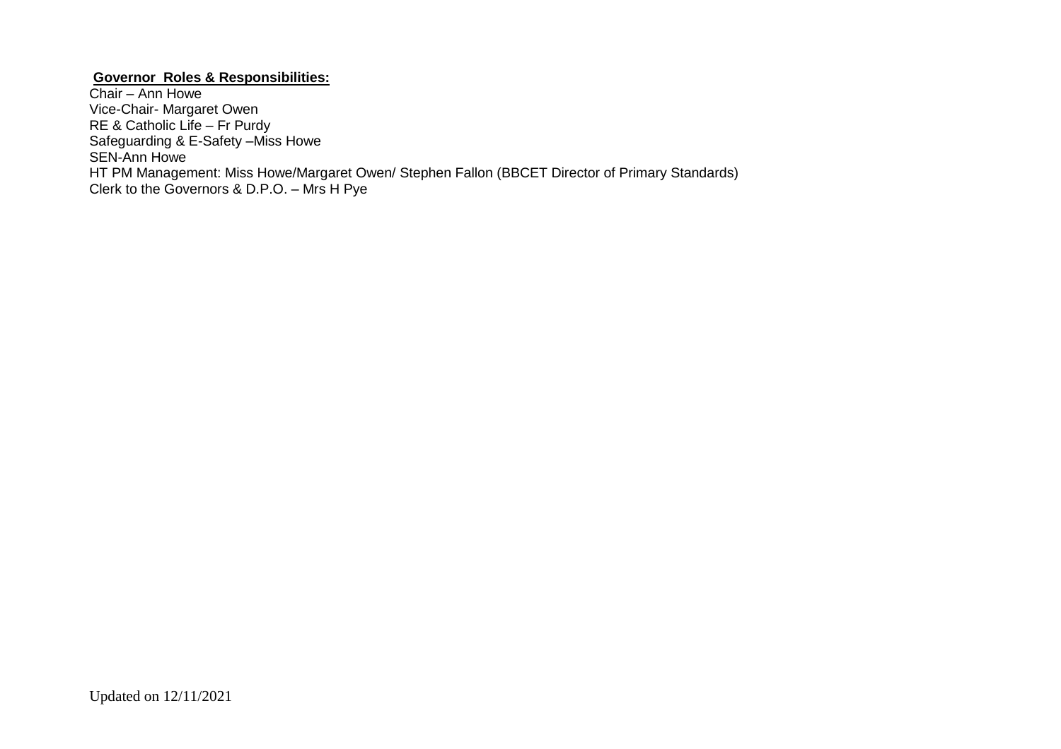**<u>Governor Roles & Responsibilities:</u>**

Chair – Ann Howe
Vice-Chair- Margaret Owen
RE & Catholic Life – Fr Purdy
Safeguarding & E-Safety –Miss Howe
SEN-Ann Howe
HT PM Management: Miss Howe/Margaret Owen/ Stephen Fallon (BBCET Director of Primary Standards)
Clerk to the Governors & D.P.O. – Mrs H Pye

Updated on 12/11/2021